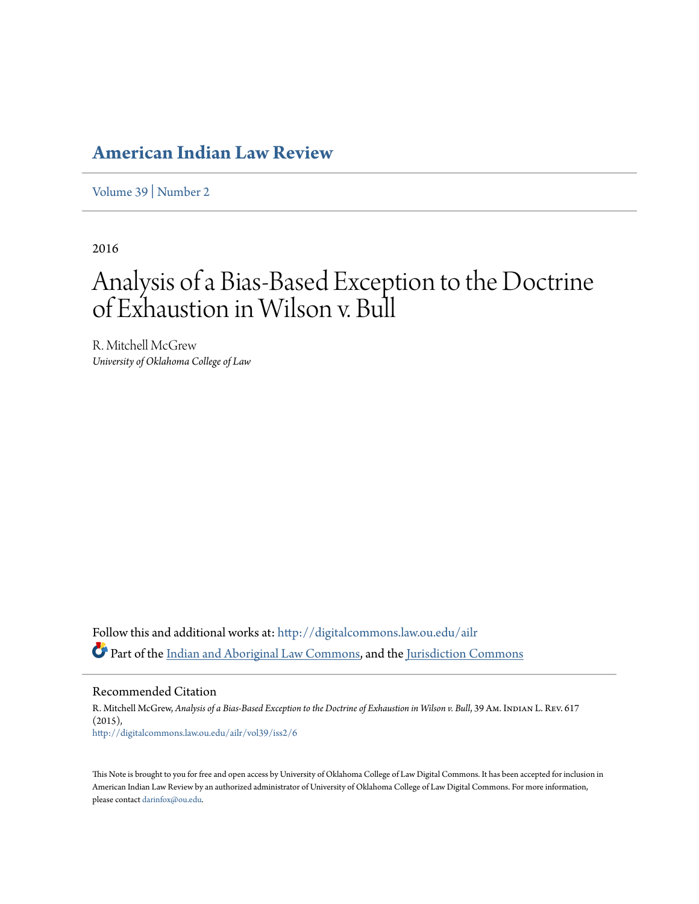# American Indian Law Review

Volume 39 | Number 2

2016

# Analysis of a Bias-Based Exception to the Doctrine of Exhaustion in Wilson v. Bull

R. Mitchell McGrew
*University of Oklahoma College of Law*

Follow this and additional works at: http://digitalcommons.law.ou.edu/ailr

Part of the Indian and Aboriginal Law Commons, and the Jurisdiction Commons

## Recommended Citation

R. Mitchell McGrew, *Analysis of a Bias-Based Exception to the Doctrine of Exhaustion in Wilson v. Bull*, 39 Am. Indian L. Rev. 617 (2015),
http://digitalcommons.law.ou.edu/ailr/vol39/iss2/6

This Note is brought to you for free and open access by University of Oklahoma College of Law Digital Commons. It has been accepted for inclusion in American Indian Law Review by an authorized administrator of University of Oklahoma College of Law Digital Commons. For more information, please contact darinfox@ou.edu.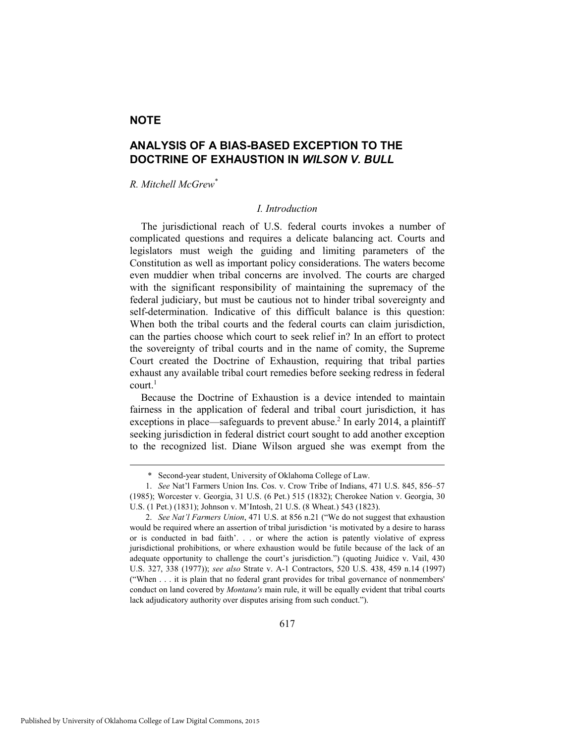## NOTE

# ANALYSIS OF A BIAS-BASED EXCEPTION TO THE DOCTRINE OF EXHAUSTION IN *WILSON V. BULL*

*R. Mitchell McGrew*[*]

### *I. Introduction*

The jurisdictional reach of U.S. federal courts invokes a number of complicated questions and requires a delicate balancing act. Courts and legislators must weigh the guiding and limiting parameters of the Constitution as well as important policy considerations. The waters become even muddier when tribal concerns are involved. The courts are charged with the significant responsibility of maintaining the supremacy of the federal judiciary, but must be cautious not to hinder tribal sovereignty and self-determination. Indicative of this difficult balance is this question: When both the tribal courts and the federal courts can claim jurisdiction, can the parties choose which court to seek relief in? In an effort to protect the sovereignty of tribal courts and in the name of comity, the Supreme Court created the Doctrine of Exhaustion, requiring that tribal parties exhaust any available tribal court remedies before seeking redress in federal court.[1]

Because the Doctrine of Exhaustion is a device intended to maintain fairness in the application of federal and tribal court jurisdiction, it has exceptions in place—safeguards to prevent abuse.[2] In early 2014, a plaintiff seeking jurisdiction in federal district court sought to add another exception to the recognized list. Diane Wilson argued she was exempt from the

---

\* Second-year student, University of Oklahoma College of Law.

1. *See* Nat'l Farmers Union Ins. Cos. v. Crow Tribe of Indians, 471 U.S. 845, 856–57 (1985); Worcester v. Georgia, 31 U.S. (6 Pet.) 515 (1832); Cherokee Nation v. Georgia, 30 U.S. (1 Pet.) (1831); Johnson v. M'Intosh, 21 U.S. (8 Wheat.) 543 (1823).

2. *See Nat'l Farmers Union*, 471 U.S. at 856 n.21 ("We do not suggest that exhaustion would be required where an assertion of tribal jurisdiction 'is motivated by a desire to harass or is conducted in bad faith'. . . or where the action is patently violative of express jurisdictional prohibitions, or where exhaustion would be futile because of the lack of an adequate opportunity to challenge the court's jurisdiction.") (quoting Juidice v. Vail, 430 U.S. 327, 338 (1977)); *see also* Strate v. A-1 Contractors, 520 U.S. 438, 459 n.14 (1997) ("When . . . it is plain that no federal grant provides for tribal governance of nonmembers' conduct on land covered by *Montana's* main rule, it will be equally evident that tribal courts lack adjudicatory authority over disputes arising from such conduct.").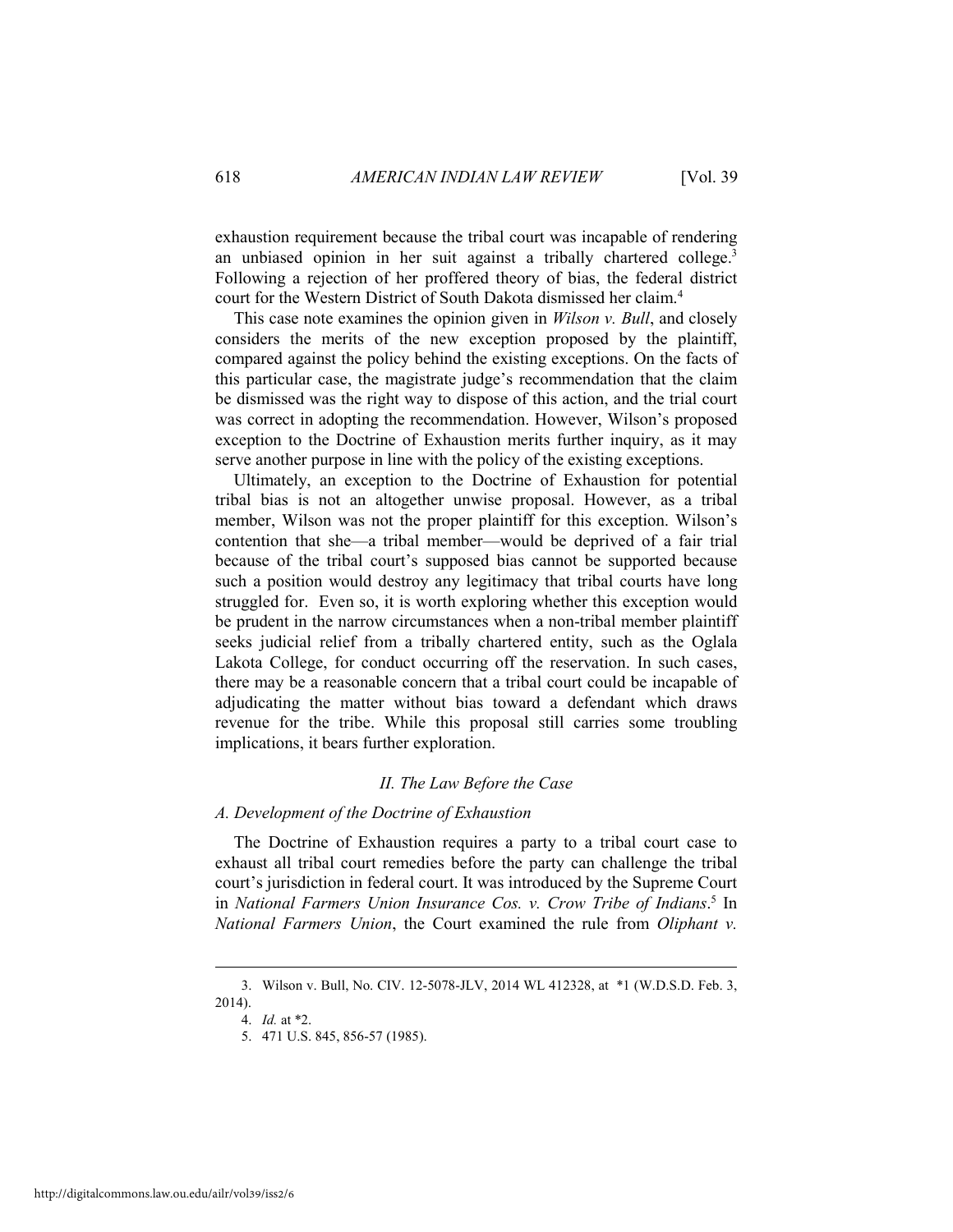exhaustion requirement because the tribal court was incapable of rendering an unbiased opinion in her suit against a tribally chartered college.[3] Following a rejection of her proffered theory of bias, the federal district court for the Western District of South Dakota dismissed her claim.[4]

This case note examines the opinion given in *Wilson v. Bull*, and closely considers the merits of the new exception proposed by the plaintiff, compared against the policy behind the existing exceptions. On the facts of this particular case, the magistrate judge's recommendation that the claim be dismissed was the right way to dispose of this action, and the trial court was correct in adopting the recommendation. However, Wilson's proposed exception to the Doctrine of Exhaustion merits further inquiry, as it may serve another purpose in line with the policy of the existing exceptions.

Ultimately, an exception to the Doctrine of Exhaustion for potential tribal bias is not an altogether unwise proposal. However, as a tribal member, Wilson was not the proper plaintiff for this exception. Wilson's contention that she—a tribal member—would be deprived of a fair trial because of the tribal court's supposed bias cannot be supported because such a position would destroy any legitimacy that tribal courts have long struggled for. Even so, it is worth exploring whether this exception would be prudent in the narrow circumstances when a non-tribal member plaintiff seeks judicial relief from a tribally chartered entity, such as the Oglala Lakota College, for conduct occurring off the reservation. In such cases, there may be a reasonable concern that a tribal court could be incapable of adjudicating the matter without bias toward a defendant which draws revenue for the tribe. While this proposal still carries some troubling implications, it bears further exploration.

## *II. The Law Before the Case*

### *A. Development of the Doctrine of Exhaustion*

The Doctrine of Exhaustion requires a party to a tribal court case to exhaust all tribal court remedies before the party can challenge the tribal court's jurisdiction in federal court. It was introduced by the Supreme Court in *National Farmers Union Insurance Cos. v. Crow Tribe of Indians*.[5] In *National Farmers Union*, the Court examined the rule from *Oliphant v.*

---

3. Wilson v. Bull, No. CIV. 12-5078-JLV, 2014 WL 412328, at \*1 (W.D.S.D. Feb. 3, 2014).

4. *Id.* at \*2.

5. 471 U.S. 845, 856-57 (1985).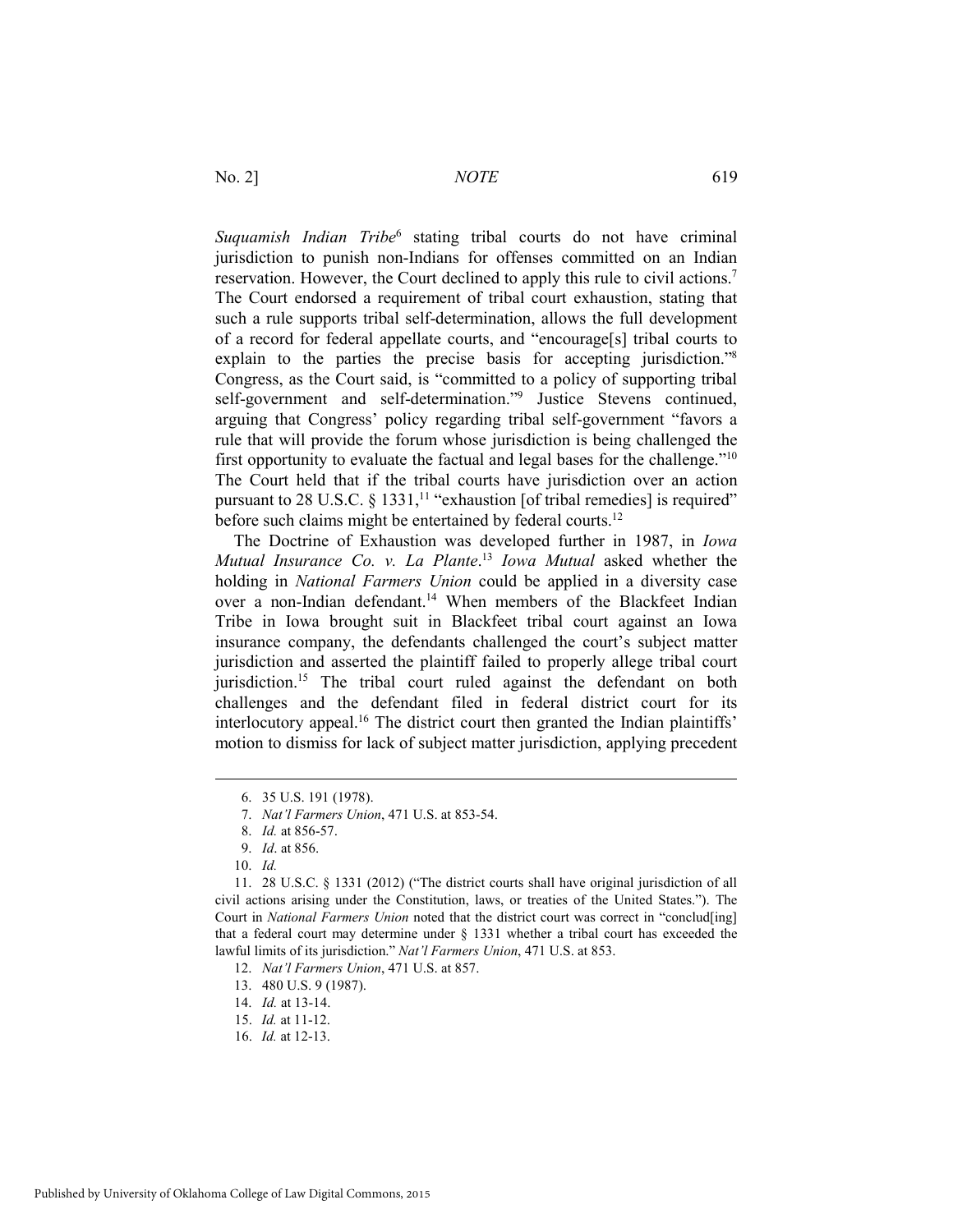*Suquamish Indian Tribe*[6] stating tribal courts do not have criminal jurisdiction to punish non-Indians for offenses committed on an Indian reservation. However, the Court declined to apply this rule to civil actions.[7] The Court endorsed a requirement of tribal court exhaustion, stating that such a rule supports tribal self-determination, allows the full development of a record for federal appellate courts, and "encourage[s] tribal courts to explain to the parties the precise basis for accepting jurisdiction."[8] Congress, as the Court said, is "committed to a policy of supporting tribal self-government and self-determination."[9] Justice Stevens continued, arguing that Congress' policy regarding tribal self-government "favors a rule that will provide the forum whose jurisdiction is being challenged the first opportunity to evaluate the factual and legal bases for the challenge."[10] The Court held that if the tribal courts have jurisdiction over an action pursuant to 28 U.S.C. § 1331,[11] "exhaustion [of tribal remedies] is required" before such claims might be entertained by federal courts.[12]

The Doctrine of Exhaustion was developed further in 1987, in *Iowa Mutual Insurance Co. v. La Plante*.[13] *Iowa Mutual* asked whether the holding in *National Farmers Union* could be applied in a diversity case over a non-Indian defendant.[14] When members of the Blackfeet Indian Tribe in Iowa brought suit in Blackfeet tribal court against an Iowa insurance company, the defendants challenged the court's subject matter jurisdiction and asserted the plaintiff failed to properly allege tribal court jurisdiction.[15] The tribal court ruled against the defendant on both challenges and the defendant filed in federal district court for its interlocutory appeal.[16] The district court then granted the Indian plaintiffs' motion to dismiss for lack of subject matter jurisdiction, applying precedent

---

6. 35 U.S. 191 (1978).

7. *Nat'l Farmers Union*, 471 U.S. at 853-54.

8. *Id.* at 856-57.

9. *Id*. at 856.

10. *Id.*

11. 28 U.S.C. § 1331 (2012) ("The district courts shall have original jurisdiction of all civil actions arising under the Constitution, laws, or treaties of the United States."). The Court in *National Farmers Union* noted that the district court was correct in "conclud[ing] that a federal court may determine under § 1331 whether a tribal court has exceeded the lawful limits of its jurisdiction." *Nat'l Farmers Union*, 471 U.S. at 853.

12. *Nat'l Farmers Union*, 471 U.S. at 857.

13. 480 U.S. 9 (1987).

14. *Id.* at 13-14.

15. *Id.* at 11-12.

16. *Id.* at 12-13.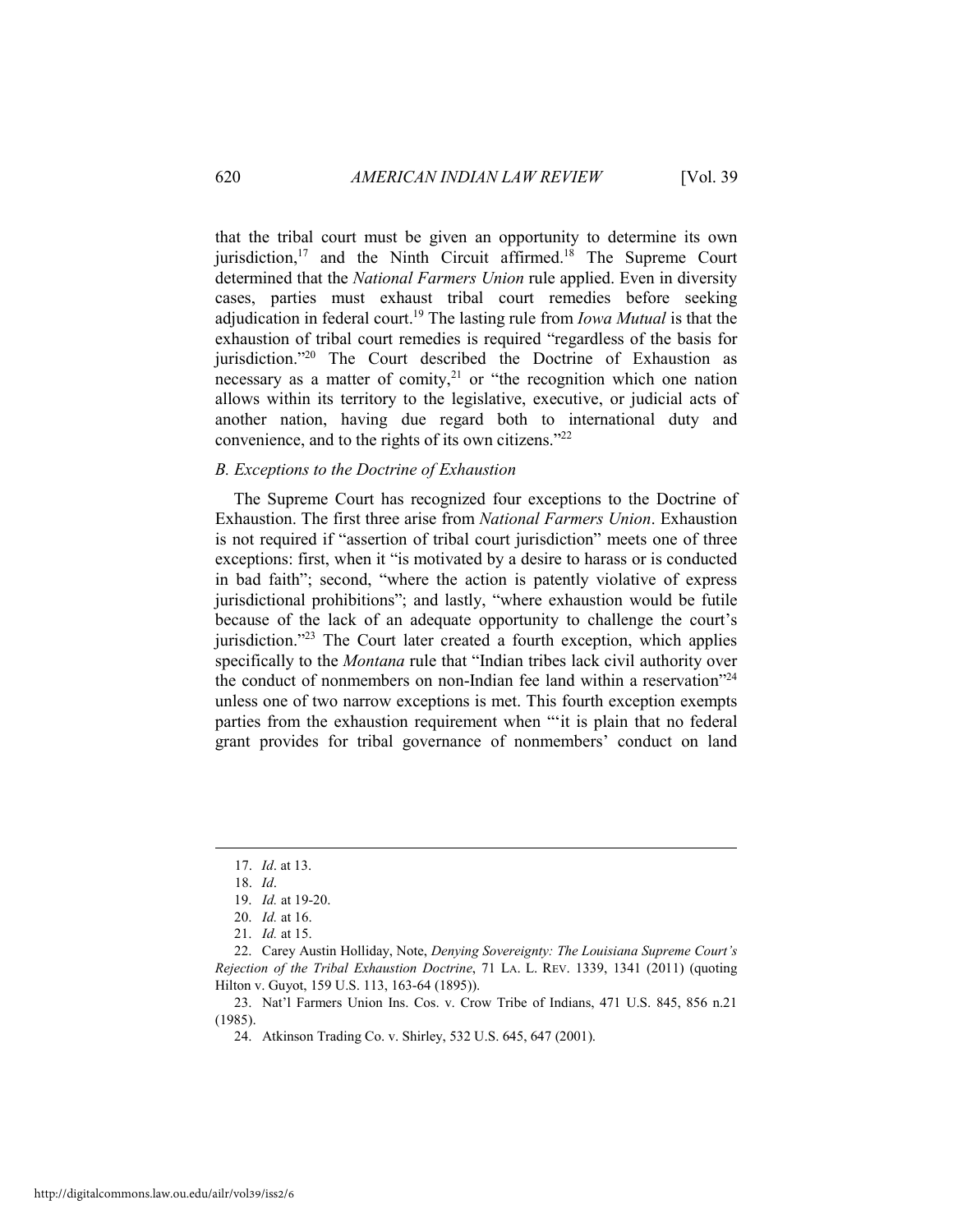that the tribal court must be given an opportunity to determine its own jurisdiction,[17] and the Ninth Circuit affirmed.[18] The Supreme Court determined that the *National Farmers Union* rule applied. Even in diversity cases, parties must exhaust tribal court remedies before seeking adjudication in federal court.[19] The lasting rule from *Iowa Mutual* is that the exhaustion of tribal court remedies is required "regardless of the basis for jurisdiction."[20] The Court described the Doctrine of Exhaustion as necessary as a matter of comity,[21] or "the recognition which one nation allows within its territory to the legislative, executive, or judicial acts of another nation, having due regard both to international duty and convenience, and to the rights of its own citizens."[22]

### *B. Exceptions to the Doctrine of Exhaustion*

The Supreme Court has recognized four exceptions to the Doctrine of Exhaustion. The first three arise from *National Farmers Union*. Exhaustion is not required if "assertion of tribal court jurisdiction" meets one of three exceptions: first, when it "is motivated by a desire to harass or is conducted in bad faith"; second, "where the action is patently violative of express jurisdictional prohibitions"; and lastly, "where exhaustion would be futile because of the lack of an adequate opportunity to challenge the court's jurisdiction."[23] The Court later created a fourth exception, which applies specifically to the *Montana* rule that "Indian tribes lack civil authority over the conduct of nonmembers on non-Indian fee land within a reservation"[24] unless one of two narrow exceptions is met. This fourth exception exempts parties from the exhaustion requirement when "'it is plain that no federal grant provides for tribal governance of nonmembers' conduct on land

---

17. *Id*. at 13.

18. *Id*.

19. *Id.* at 19-20.

20. *Id.* at 16.

21. *Id.* at 15.

22. Carey Austin Holliday, Note, *Denying Sovereignty: The Louisiana Supreme Court's Rejection of the Tribal Exhaustion Doctrine*, 71 LA. L. REV. 1339, 1341 (2011) (quoting Hilton v. Guyot, 159 U.S. 113, 163-64 (1895)).

23. Nat'l Farmers Union Ins. Cos. v. Crow Tribe of Indians, 471 U.S. 845, 856 n.21 (1985).

24. Atkinson Trading Co. v. Shirley, 532 U.S. 645, 647 (2001).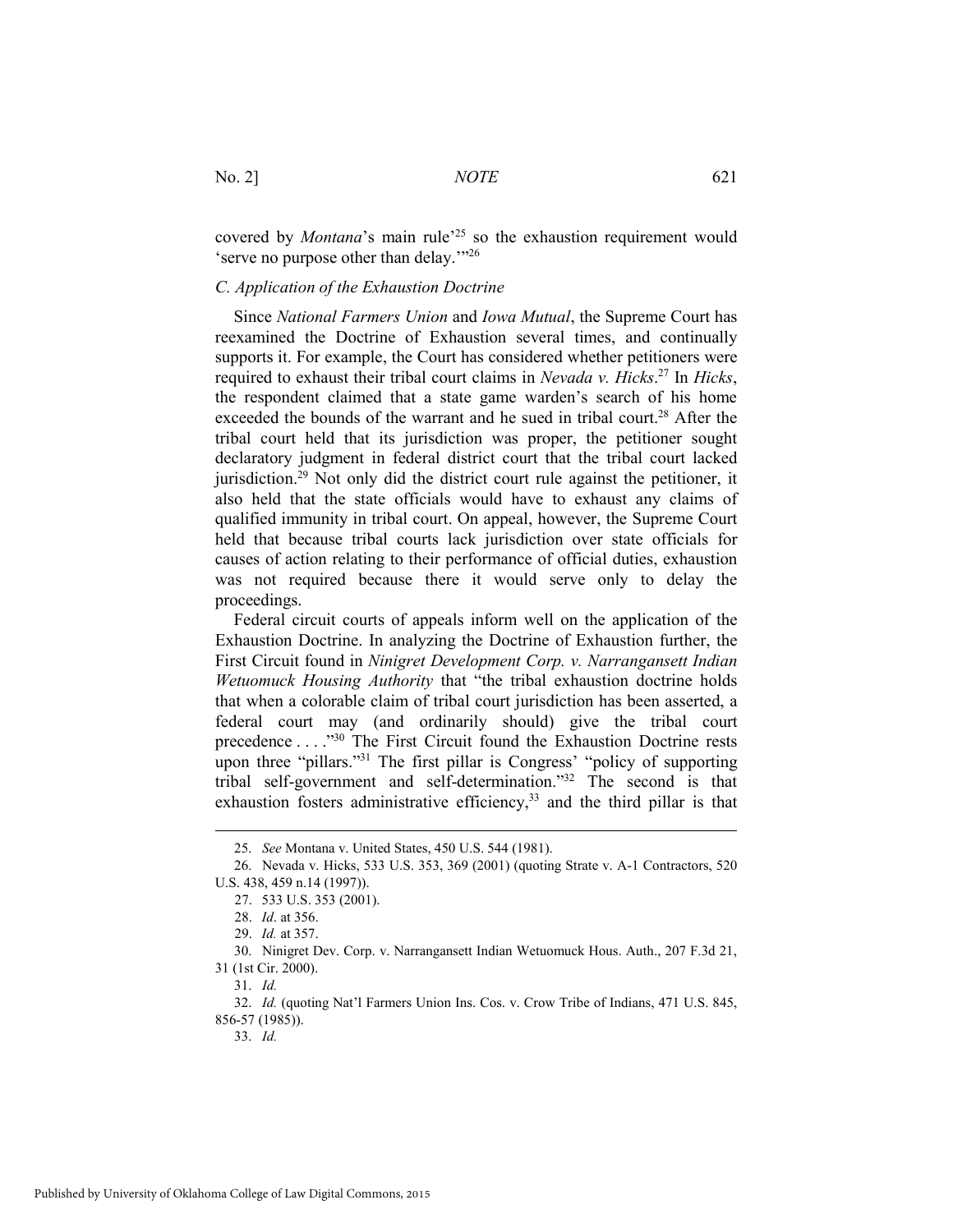covered by *Montana*'s main rule'[25] so the exhaustion requirement would 'serve no purpose other than delay.'"[26]

### *C. Application of the Exhaustion Doctrine*

Since *National Farmers Union* and *Iowa Mutual*, the Supreme Court has reexamined the Doctrine of Exhaustion several times, and continually supports it. For example, the Court has considered whether petitioners were required to exhaust their tribal court claims in *Nevada v. Hicks*.[27] In *Hicks*, the respondent claimed that a state game warden's search of his home exceeded the bounds of the warrant and he sued in tribal court.[28] After the tribal court held that its jurisdiction was proper, the petitioner sought declaratory judgment in federal district court that the tribal court lacked jurisdiction.[29] Not only did the district court rule against the petitioner, it also held that the state officials would have to exhaust any claims of qualified immunity in tribal court. On appeal, however, the Supreme Court held that because tribal courts lack jurisdiction over state officials for causes of action relating to their performance of official duties, exhaustion was not required because there it would serve only to delay the proceedings.

Federal circuit courts of appeals inform well on the application of the Exhaustion Doctrine. In analyzing the Doctrine of Exhaustion further, the First Circuit found in *Ninigret Development Corp. v. Narragansett Indian Wetuomuck Housing Authority* that "the tribal exhaustion doctrine holds that when a colorable claim of tribal court jurisdiction has been asserted, a federal court may (and ordinarily should) give the tribal court precedence . . . ."[30] The First Circuit found the Exhaustion Doctrine rests upon three "pillars."[31] The first pillar is Congress' "policy of supporting tribal self-government and self-determination."[32] The second is that exhaustion fosters administrative efficiency,[33] and the third pillar is that

---

25. *See* Montana v. United States, 450 U.S. 544 (1981).

26. Nevada v. Hicks, 533 U.S. 353, 369 (2001) (quoting Strate v. A-1 Contractors, 520 U.S. 438, 459 n.14 (1997)).

27. 533 U.S. 353 (2001).

28. *Id*. at 356.

29. *Id.* at 357.

30. Ninigret Dev. Corp. v. Narragansett Indian Wetuomuck Hous. Auth., 207 F.3d 21, 31 (1st Cir. 2000).

31. *Id.*

32. *Id.* (quoting Nat'l Farmers Union Ins. Cos. v. Crow Tribe of Indians, 471 U.S. 845, 856-57 (1985)).

33. *Id.*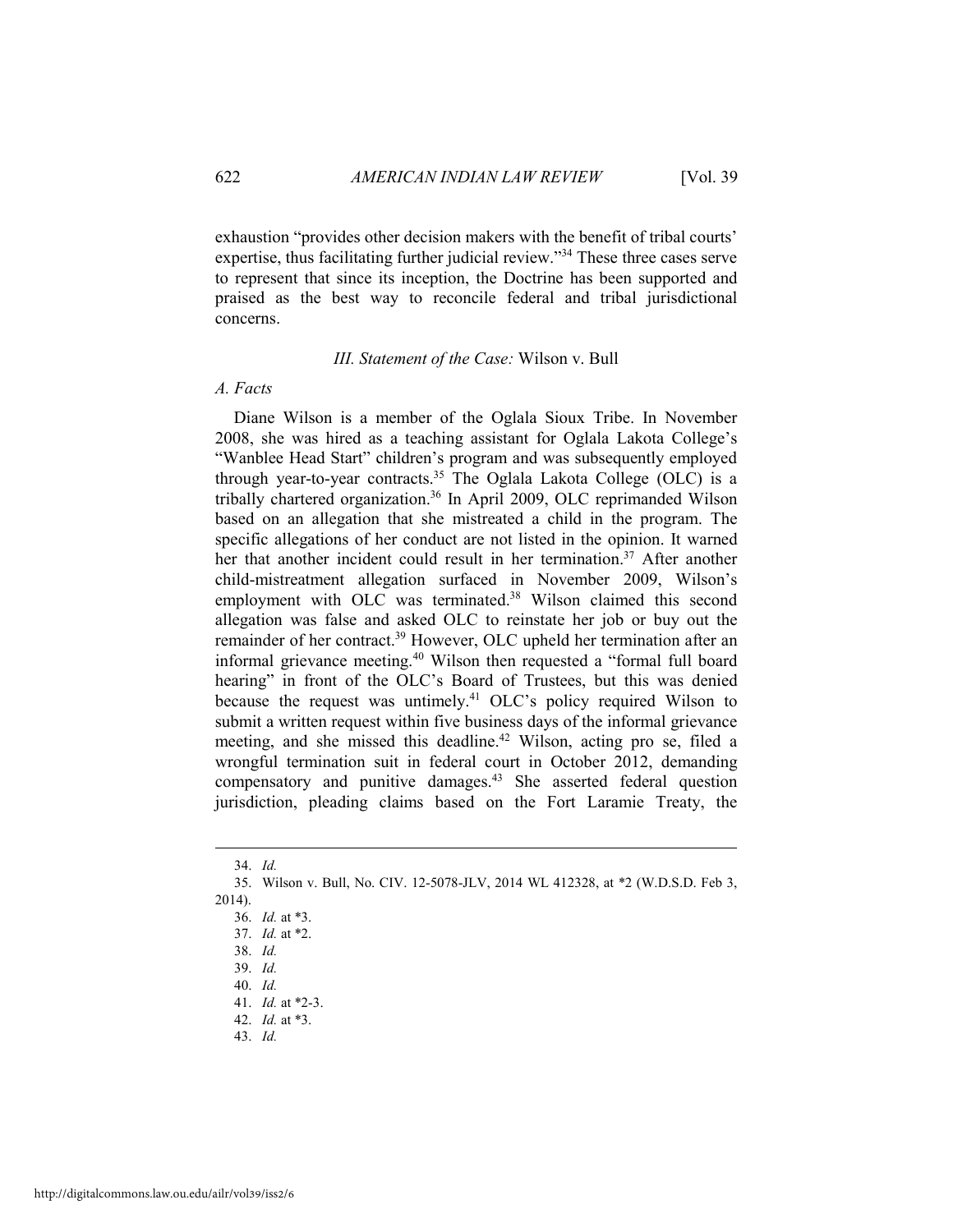exhaustion "provides other decision makers with the benefit of tribal courts' expertise, thus facilitating further judicial review."[34] These three cases serve to represent that since its inception, the Doctrine has been supported and praised as the best way to reconcile federal and tribal jurisdictional concerns.

### *III. Statement of the Case:* Wilson v. Bull

#### *A. Facts*

Diane Wilson is a member of the Oglala Sioux Tribe. In November 2008, she was hired as a teaching assistant for Oglala Lakota College's "Wanblee Head Start" children's program and was subsequently employed through year-to-year contracts.[35] The Oglala Lakota College (OLC) is a tribally chartered organization.[36] In April 2009, OLC reprimanded Wilson based on an allegation that she mistreated a child in the program. The specific allegations of her conduct are not listed in the opinion. It warned her that another incident could result in her termination.[37] After another child-mistreatment allegation surfaced in November 2009, Wilson's employment with OLC was terminated.[38] Wilson claimed this second allegation was false and asked OLC to reinstate her job or buy out the remainder of her contract.[39] However, OLC upheld her termination after an informal grievance meeting.[40] Wilson then requested a "formal full board hearing" in front of the OLC's Board of Trustees, but this was denied because the request was untimely.[41] OLC's policy required Wilson to submit a written request within five business days of the informal grievance meeting, and she missed this deadline.[42] Wilson, acting pro se, filed a wrongful termination suit in federal court in October 2012, demanding compensatory and punitive damages.[43] She asserted federal question jurisdiction, pleading claims based on the Fort Laramie Treaty, the

---

34. *Id.*

35. Wilson v. Bull, No. CIV. 12-5078-JLV, 2014 WL 412328, at *2 (W.D.S.D. Feb 3, 2014).

36. *Id.* at *3.

37. *Id.* at *2.

38. *Id.*

39. *Id.*

40. *Id.*

41. *Id.* at *2-3.

42. *Id.* at *3.

43. *Id.*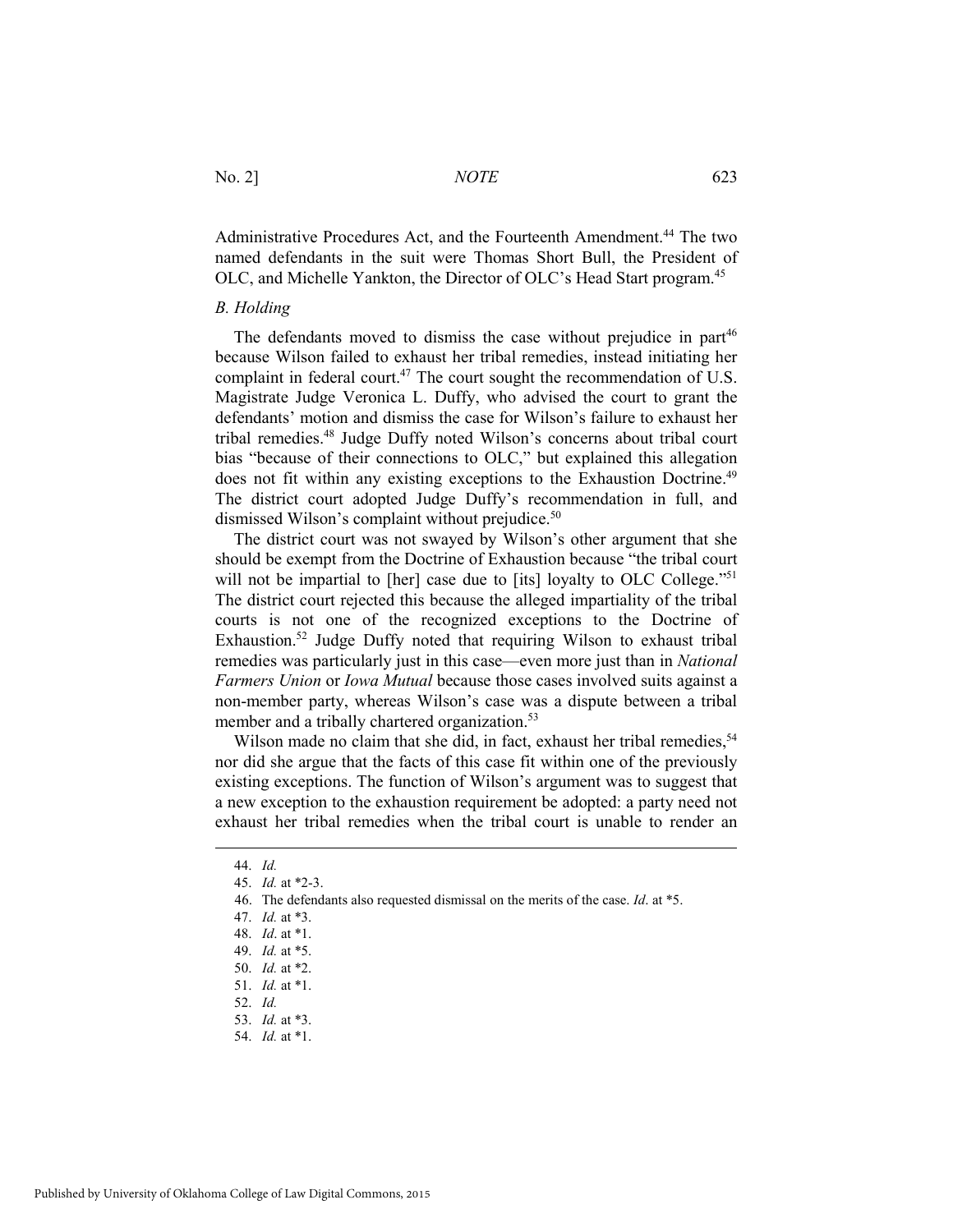Administrative Procedures Act, and the Fourteenth Amendment.[44] The two named defendants in the suit were Thomas Short Bull, the President of OLC, and Michelle Yankton, the Director of OLC's Head Start program.[45]

### *B. Holding*

The defendants moved to dismiss the case without prejudice in part[46] because Wilson failed to exhaust her tribal remedies, instead initiating her complaint in federal court.[47] The court sought the recommendation of U.S. Magistrate Judge Veronica L. Duffy, who advised the court to grant the defendants' motion and dismiss the case for Wilson's failure to exhaust her tribal remedies.[48] Judge Duffy noted Wilson's concerns about tribal court bias "because of their connections to OLC," but explained this allegation does not fit within any existing exceptions to the Exhaustion Doctrine.[49] The district court adopted Judge Duffy's recommendation in full, and dismissed Wilson's complaint without prejudice.[50]

The district court was not swayed by Wilson's other argument that she should be exempt from the Doctrine of Exhaustion because "the tribal court will not be impartial to [her] case due to [its] loyalty to OLC College."[51] The district court rejected this because the alleged impartiality of the tribal courts is not one of the recognized exceptions to the Doctrine of Exhaustion.[52] Judge Duffy noted that requiring Wilson to exhaust tribal remedies was particularly just in this case—even more just than in *National Farmers Union* or *Iowa Mutual* because those cases involved suits against a non-member party, whereas Wilson's case was a dispute between a tribal member and a tribally chartered organization.[53]

Wilson made no claim that she did, in fact, exhaust her tribal remedies,[54] nor did she argue that the facts of this case fit within one of the previously existing exceptions. The function of Wilson's argument was to suggest that a new exception to the exhaustion requirement be adopted: a party need not exhaust her tribal remedies when the tribal court is unable to render an

---

44. *Id.*
45. *Id.* at *2-3.
46. The defendants also requested dismissal on the merits of the case. *Id*. at *5.
47. *Id.* at *3.
48. *Id*. at *1.
49. *Id.* at *5.
50. *Id.* at *2.
51. *Id.* at *1.
52. *Id.*
53. *Id.* at *3.
54. *Id.* at *1.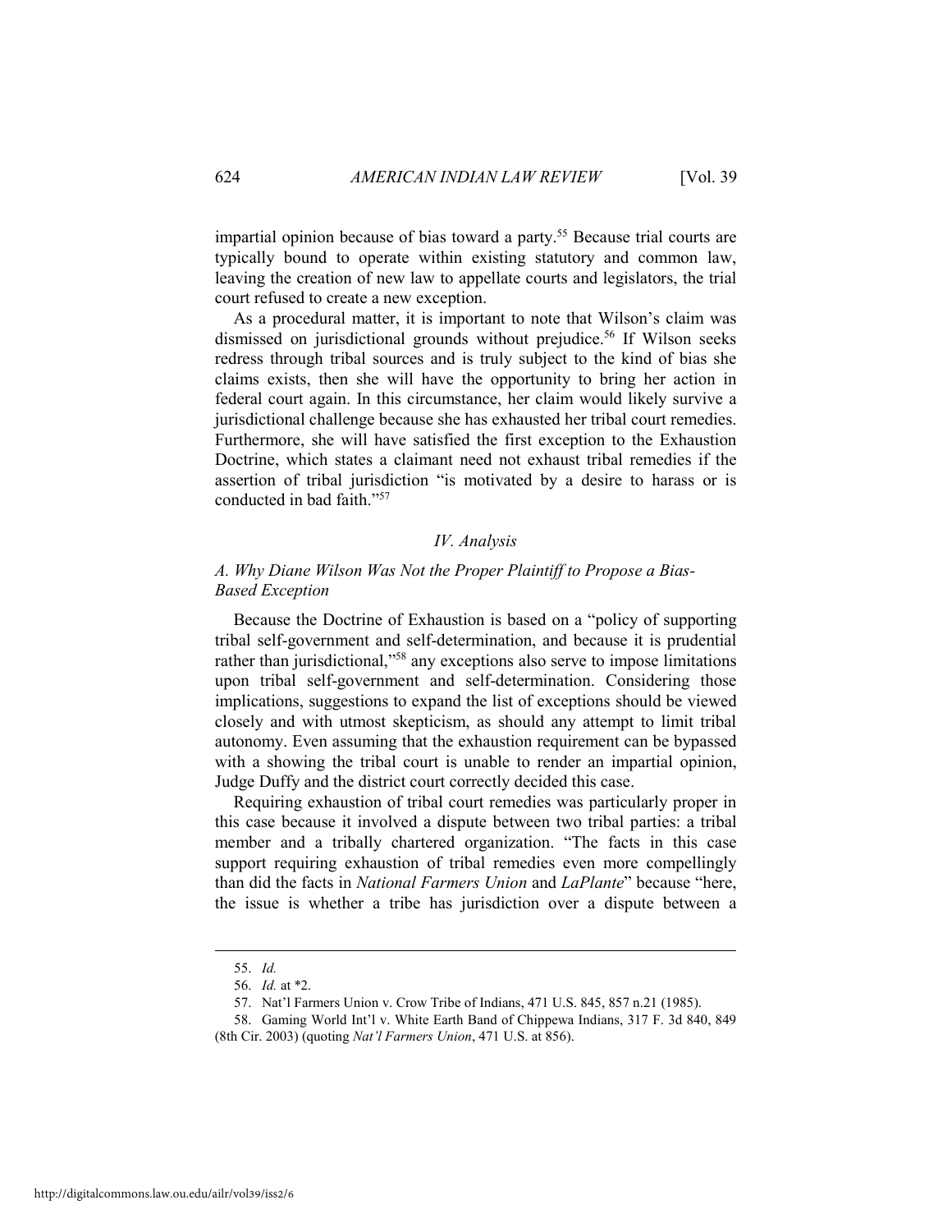impartial opinion because of bias toward a party.[55] Because trial courts are typically bound to operate within existing statutory and common law, leaving the creation of new law to appellate courts and legislators, the trial court refused to create a new exception.

As a procedural matter, it is important to note that Wilson's claim was dismissed on jurisdictional grounds without prejudice.[56] If Wilson seeks redress through tribal sources and is truly subject to the kind of bias she claims exists, then she will have the opportunity to bring her action in federal court again. In this circumstance, her claim would likely survive a jurisdictional challenge because she has exhausted her tribal court remedies. Furthermore, she will have satisfied the first exception to the Exhaustion Doctrine, which states a claimant need not exhaust tribal remedies if the assertion of tribal jurisdiction "is motivated by a desire to harass or is conducted in bad faith."[57]

## *IV. Analysis*

### *A. Why Diane Wilson Was Not the Proper Plaintiff to Propose a Bias-Based Exception*

Because the Doctrine of Exhaustion is based on a "policy of supporting tribal self-government and self-determination, and because it is prudential rather than jurisdictional,"[58] any exceptions also serve to impose limitations upon tribal self-government and self-determination. Considering those implications, suggestions to expand the list of exceptions should be viewed closely and with utmost skepticism, as should any attempt to limit tribal autonomy. Even assuming that the exhaustion requirement can be bypassed with a showing the tribal court is unable to render an impartial opinion, Judge Duffy and the district court correctly decided this case.

Requiring exhaustion of tribal court remedies was particularly proper in this case because it involved a dispute between two tribal parties: a tribal member and a tribally chartered organization. "The facts in this case support requiring exhaustion of tribal remedies even more compellingly than did the facts in *National Farmers Union* and *LaPlante*" because "here, the issue is whether a tribe has jurisdiction over a dispute between a

---

55. *Id.*

56. *Id.* at *2.

57. Nat'l Farmers Union v. Crow Tribe of Indians, 471 U.S. 845, 857 n.21 (1985).

58. Gaming World Int'l v. White Earth Band of Chippewa Indians, 317 F. 3d 840, 849 (8th Cir. 2003) (quoting *Nat'l Farmers Union*, 471 U.S. at 856).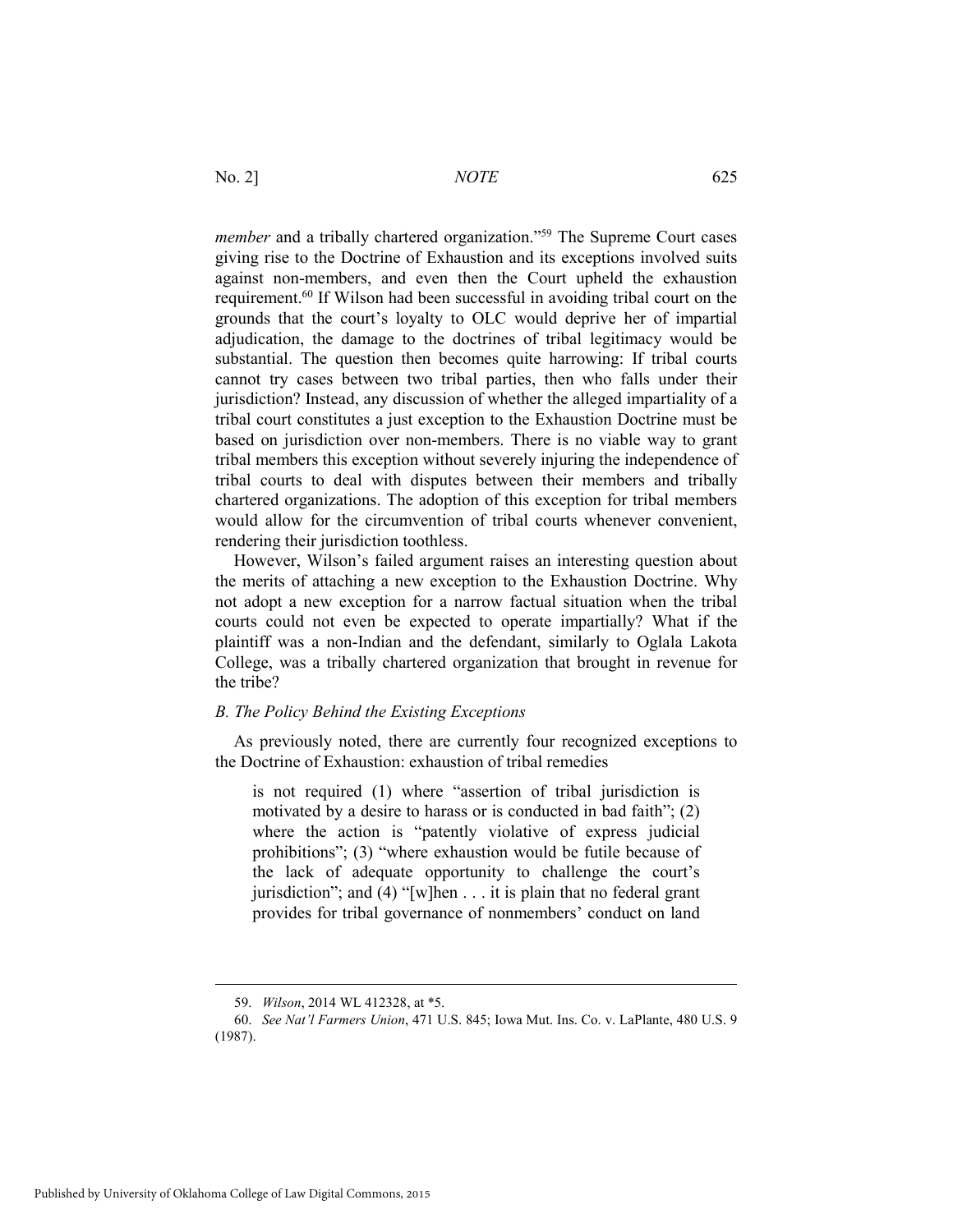*member* and a tribally chartered organization."[59] The Supreme Court cases giving rise to the Doctrine of Exhaustion and its exceptions involved suits against non-members, and even then the Court upheld the exhaustion requirement.[60] If Wilson had been successful in avoiding tribal court on the grounds that the court's loyalty to OLC would deprive her of impartial adjudication, the damage to the doctrines of tribal legitimacy would be substantial. The question then becomes quite harrowing: If tribal courts cannot try cases between two tribal parties, then who falls under their jurisdiction? Instead, any discussion of whether the alleged impartiality of a tribal court constitutes a just exception to the Exhaustion Doctrine must be based on jurisdiction over non-members. There is no viable way to grant tribal members this exception without severely injuring the independence of tribal courts to deal with disputes between their members and tribally chartered organizations. The adoption of this exception for tribal members would allow for the circumvention of tribal courts whenever convenient, rendering their jurisdiction toothless.

However, Wilson's failed argument raises an interesting question about the merits of attaching a new exception to the Exhaustion Doctrine. Why not adopt a new exception for a narrow factual situation when the tribal courts could not even be expected to operate impartially? What if the plaintiff was a non-Indian and the defendant, similarly to Oglala Lakota College, was a tribally chartered organization that brought in revenue for the tribe?

### *B. The Policy Behind the Existing Exceptions*

As previously noted, there are currently four recognized exceptions to the Doctrine of Exhaustion: exhaustion of tribal remedies

> is not required (1) where "assertion of tribal jurisdiction is motivated by a desire to harass or is conducted in bad faith"; (2) where the action is "patently violative of express judicial prohibitions"; (3) "where exhaustion would be futile because of the lack of adequate opportunity to challenge the court's jurisdiction"; and (4) "[w]hen . . . it is plain that no federal grant provides for tribal governance of nonmembers' conduct on land

---

59. *Wilson*, 2014 WL 412328, at *5.

60. *See Nat'l Farmers Union*, 471 U.S. 845; Iowa Mut. Ins. Co. v. LaPlante, 480 U.S. 9 (1987).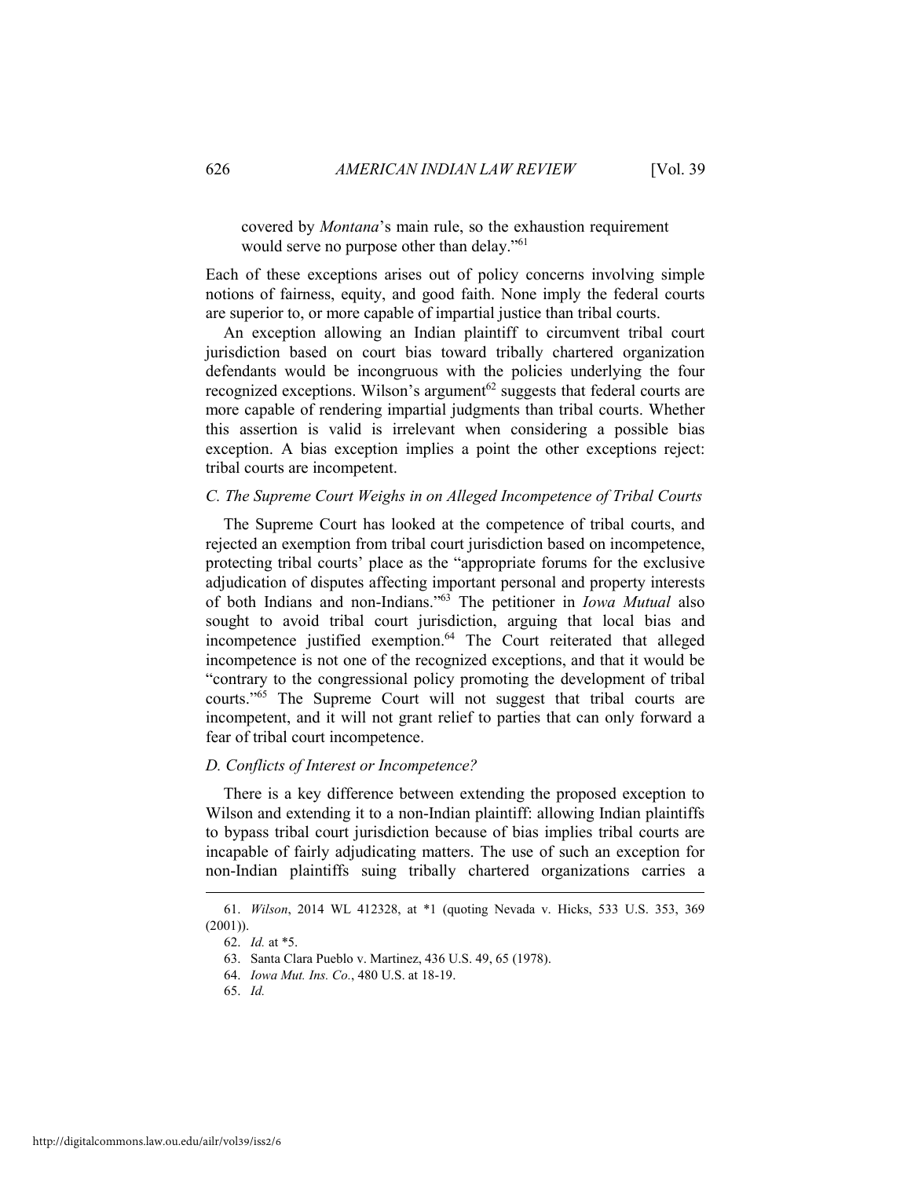covered by *Montana*'s main rule, so the exhaustion requirement would serve no purpose other than delay."[61]

Each of these exceptions arises out of policy concerns involving simple notions of fairness, equity, and good faith. None imply the federal courts are superior to, or more capable of impartial justice than tribal courts.

An exception allowing an Indian plaintiff to circumvent tribal court jurisdiction based on court bias toward tribally chartered organization defendants would be incongruous with the policies underlying the four recognized exceptions. Wilson's argument[62] suggests that federal courts are more capable of rendering impartial judgments than tribal courts. Whether this assertion is valid is irrelevant when considering a possible bias exception. A bias exception implies a point the other exceptions reject: tribal courts are incompetent.

### *C. The Supreme Court Weighs in on Alleged Incompetence of Tribal Courts*

The Supreme Court has looked at the competence of tribal courts, and rejected an exemption from tribal court jurisdiction based on incompetence, protecting tribal courts' place as the "appropriate forums for the exclusive adjudication of disputes affecting important personal and property interests of both Indians and non-Indians."[63] The petitioner in *Iowa Mutual* also sought to avoid tribal court jurisdiction, arguing that local bias and incompetence justified exemption.[64] The Court reiterated that alleged incompetence is not one of the recognized exceptions, and that it would be "contrary to the congressional policy promoting the development of tribal courts."[65] The Supreme Court will not suggest that tribal courts are incompetent, and it will not grant relief to parties that can only forward a fear of tribal court incompetence.

### *D. Conflicts of Interest or Incompetence?*

There is a key difference between extending the proposed exception to Wilson and extending it to a non-Indian plaintiff: allowing Indian plaintiffs to bypass tribal court jurisdiction because of bias implies tribal courts are incapable of fairly adjudicating matters. The use of such an exception for non-Indian plaintiffs suing tribally chartered organizations carries a

---

61. *Wilson*, 2014 WL 412328, at *1 (quoting Nevada v. Hicks, 533 U.S. 353, 369 (2001)).

62. *Id.* at *5.

63. Santa Clara Pueblo v. Martinez, 436 U.S. 49, 65 (1978).

64. *Iowa Mut. Ins. Co.*, 480 U.S. at 18-19.

65. *Id.*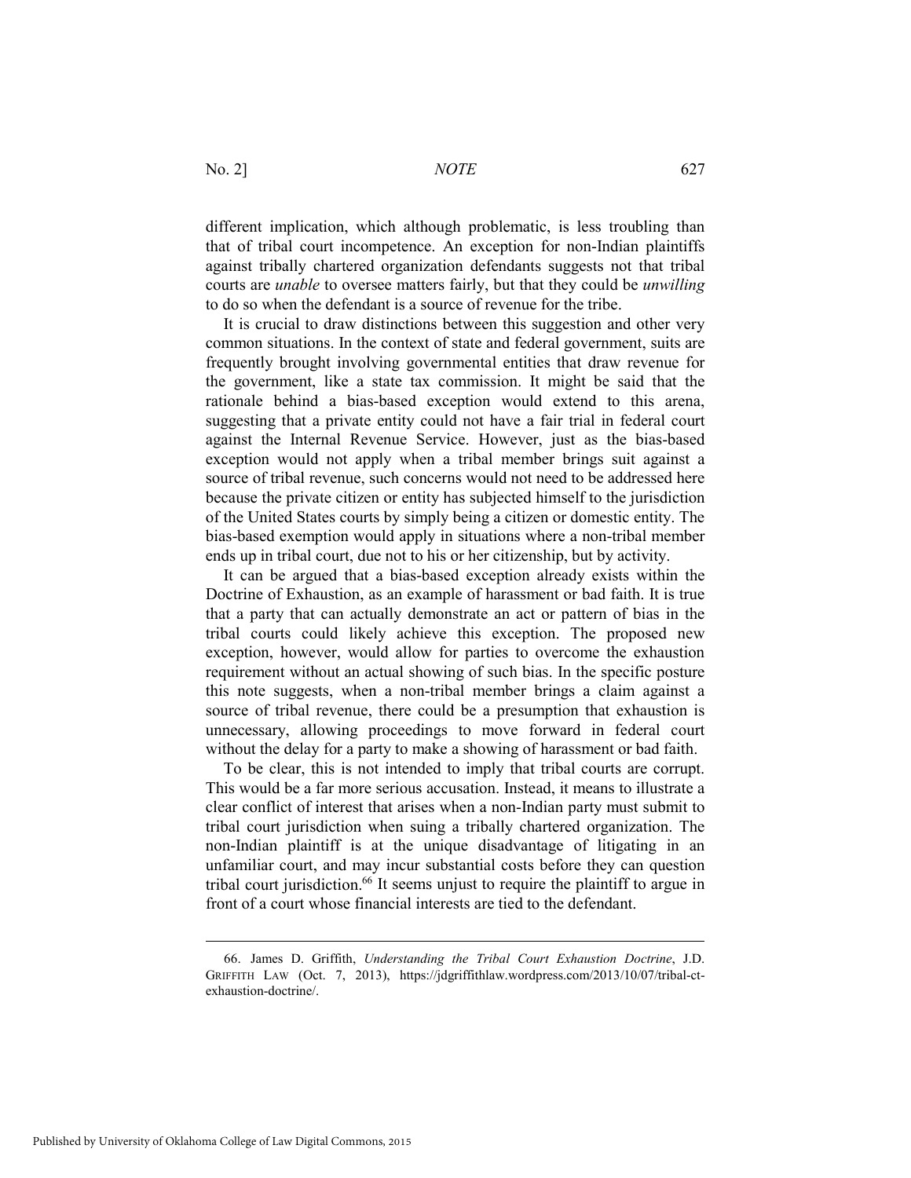different implication, which although problematic, is less troubling than that of tribal court incompetence. An exception for non-Indian plaintiffs against tribally chartered organization defendants suggests not that tribal courts are *unable* to oversee matters fairly, but that they could be *unwilling* to do so when the defendant is a source of revenue for the tribe.

It is crucial to draw distinctions between this suggestion and other very common situations. In the context of state and federal government, suits are frequently brought involving governmental entities that draw revenue for the government, like a state tax commission. It might be said that the rationale behind a bias-based exception would extend to this arena, suggesting that a private entity could not have a fair trial in federal court against the Internal Revenue Service. However, just as the bias-based exception would not apply when a tribal member brings suit against a source of tribal revenue, such concerns would not need to be addressed here because the private citizen or entity has subjected himself to the jurisdiction of the United States courts by simply being a citizen or domestic entity. The bias-based exemption would apply in situations where a non-tribal member ends up in tribal court, due not to his or her citizenship, but by activity.

It can be argued that a bias-based exception already exists within the Doctrine of Exhaustion, as an example of harassment or bad faith. It is true that a party that can actually demonstrate an act or pattern of bias in the tribal courts could likely achieve this exception. The proposed new exception, however, would allow for parties to overcome the exhaustion requirement without an actual showing of such bias. In the specific posture this note suggests, when a non-tribal member brings a claim against a source of tribal revenue, there could be a presumption that exhaustion is unnecessary, allowing proceedings to move forward in federal court without the delay for a party to make a showing of harassment or bad faith.

To be clear, this is not intended to imply that tribal courts are corrupt. This would be a far more serious accusation. Instead, it means to illustrate a clear conflict of interest that arises when a non-Indian party must submit to tribal court jurisdiction when suing a tribally chartered organization. The non-Indian plaintiff is at the unique disadvantage of litigating in an unfamiliar court, and may incur substantial costs before they can question tribal court jurisdiction.[66] It seems unjust to require the plaintiff to argue in front of a court whose financial interests are tied to the defendant.

---

66. James D. Griffith, *Understanding the Tribal Court Exhaustion Doctrine*, J.D. GRIFFITH LAW (Oct. 7, 2013), https://jdgriffithlaw.wordpress.com/2013/10/07/tribal-ct-exhaustion-doctrine/.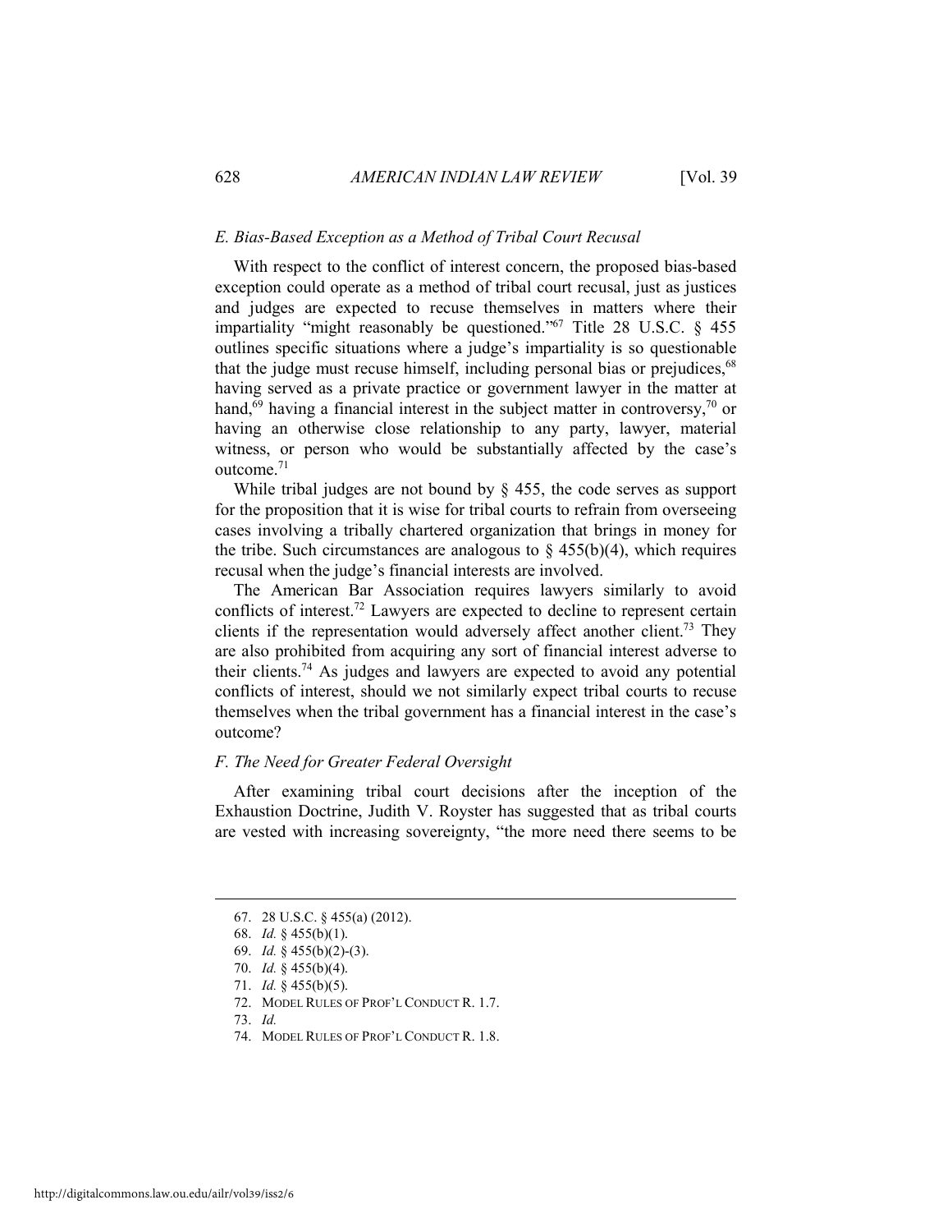### *E. Bias-Based Exception as a Method of Tribal Court Recusal*

With respect to the conflict of interest concern, the proposed bias-based exception could operate as a method of tribal court recusal, just as justices and judges are expected to recuse themselves in matters where their impartiality "might reasonably be questioned."[67] Title 28 U.S.C. § 455 outlines specific situations where a judge's impartiality is so questionable that the judge must recuse himself, including personal bias or prejudices,[68] having served as a private practice or government lawyer in the matter at hand,[69] having a financial interest in the subject matter in controversy,[70] or having an otherwise close relationship to any party, lawyer, material witness, or person who would be substantially affected by the case's outcome.[71]

While tribal judges are not bound by § 455, the code serves as support for the proposition that it is wise for tribal courts to refrain from overseeing cases involving a tribally chartered organization that brings in money for the tribe. Such circumstances are analogous to § 455(b)(4), which requires recusal when the judge's financial interests are involved.

The American Bar Association requires lawyers similarly to avoid conflicts of interest.[72] Lawyers are expected to decline to represent certain clients if the representation would adversely affect another client.[73] They are also prohibited from acquiring any sort of financial interest adverse to their clients.[74] As judges and lawyers are expected to avoid any potential conflicts of interest, should we not similarly expect tribal courts to recuse themselves when the tribal government has a financial interest in the case's outcome?

### *F. The Need for Greater Federal Oversight*

After examining tribal court decisions after the inception of the Exhaustion Doctrine, Judith V. Royster has suggested that as tribal courts are vested with increasing sovereignty, "the more need there seems to be

---

67. 28 U.S.C. § 455(a) (2012).

68. *Id.* § 455(b)(1).

69. *Id.* § 455(b)(2)-(3).

70. *Id.* § 455(b)(4).

71. *Id.* § 455(b)(5).

72. MODEL RULES OF PROF'L CONDUCT R. 1.7.

73. *Id.*

74. MODEL RULES OF PROF'L CONDUCT R. 1.8.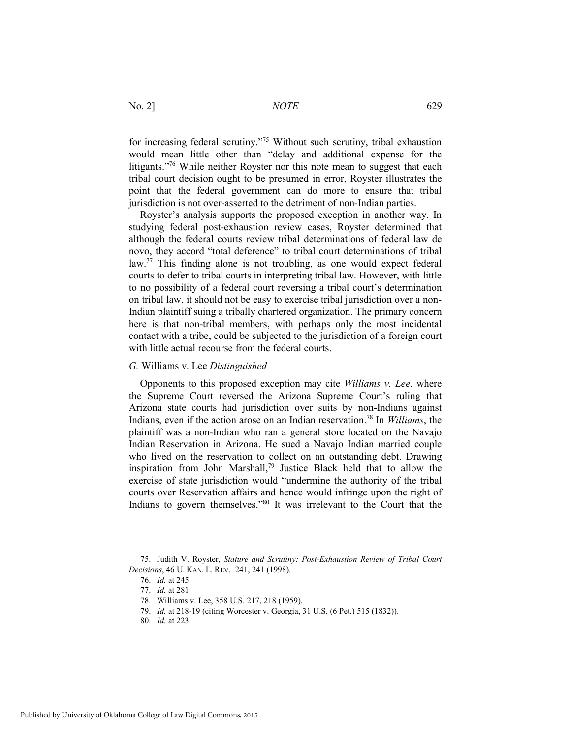for increasing federal scrutiny."[75] Without such scrutiny, tribal exhaustion would mean little other than "delay and additional expense for the litigants."[76] While neither Royster nor this note mean to suggest that each tribal court decision ought to be presumed in error, Royster illustrates the point that the federal government can do more to ensure that tribal jurisdiction is not over-asserted to the detriment of non-Indian parties.

Royster's analysis supports the proposed exception in another way. In studying federal post-exhaustion review cases, Royster determined that although the federal courts review tribal determinations of federal law de novo, they accord "total deference" to tribal court determinations of tribal law.[77] This finding alone is not troubling, as one would expect federal courts to defer to tribal courts in interpreting tribal law. However, with little to no possibility of a federal court reversing a tribal court's determination on tribal law, it should not be easy to exercise tribal jurisdiction over a non-Indian plaintiff suing a tribally chartered organization. The primary concern here is that non-tribal members, with perhaps only the most incidental contact with a tribe, could be subjected to the jurisdiction of a foreign court with little actual recourse from the federal courts.

### *G.* Williams v. Lee *Distinguished*

Opponents to this proposed exception may cite *Williams v. Lee*, where the Supreme Court reversed the Arizona Supreme Court's ruling that Arizona state courts had jurisdiction over suits by non-Indians against Indians, even if the action arose on an Indian reservation.[78] In *Williams*, the plaintiff was a non-Indian who ran a general store located on the Navajo Indian Reservation in Arizona. He sued a Navajo Indian married couple who lived on the reservation to collect on an outstanding debt. Drawing inspiration from John Marshall,[79] Justice Black held that to allow the exercise of state jurisdiction would "undermine the authority of the tribal courts over Reservation affairs and hence would infringe upon the right of Indians to govern themselves."[80] It was irrelevant to the Court that the

---

75. Judith V. Royster, *Stature and Scrutiny: Post-Exhaustion Review of Tribal Court Decisions*, 46 U. KAN. L. REV. 241, 241 (1998).

76. *Id.* at 245.

77. *Id.* at 281.

78. Williams v. Lee, 358 U.S. 217, 218 (1959).

79. *Id.* at 218-19 (citing Worcester v. Georgia, 31 U.S. (6 Pet.) 515 (1832)).

80. *Id.* at 223.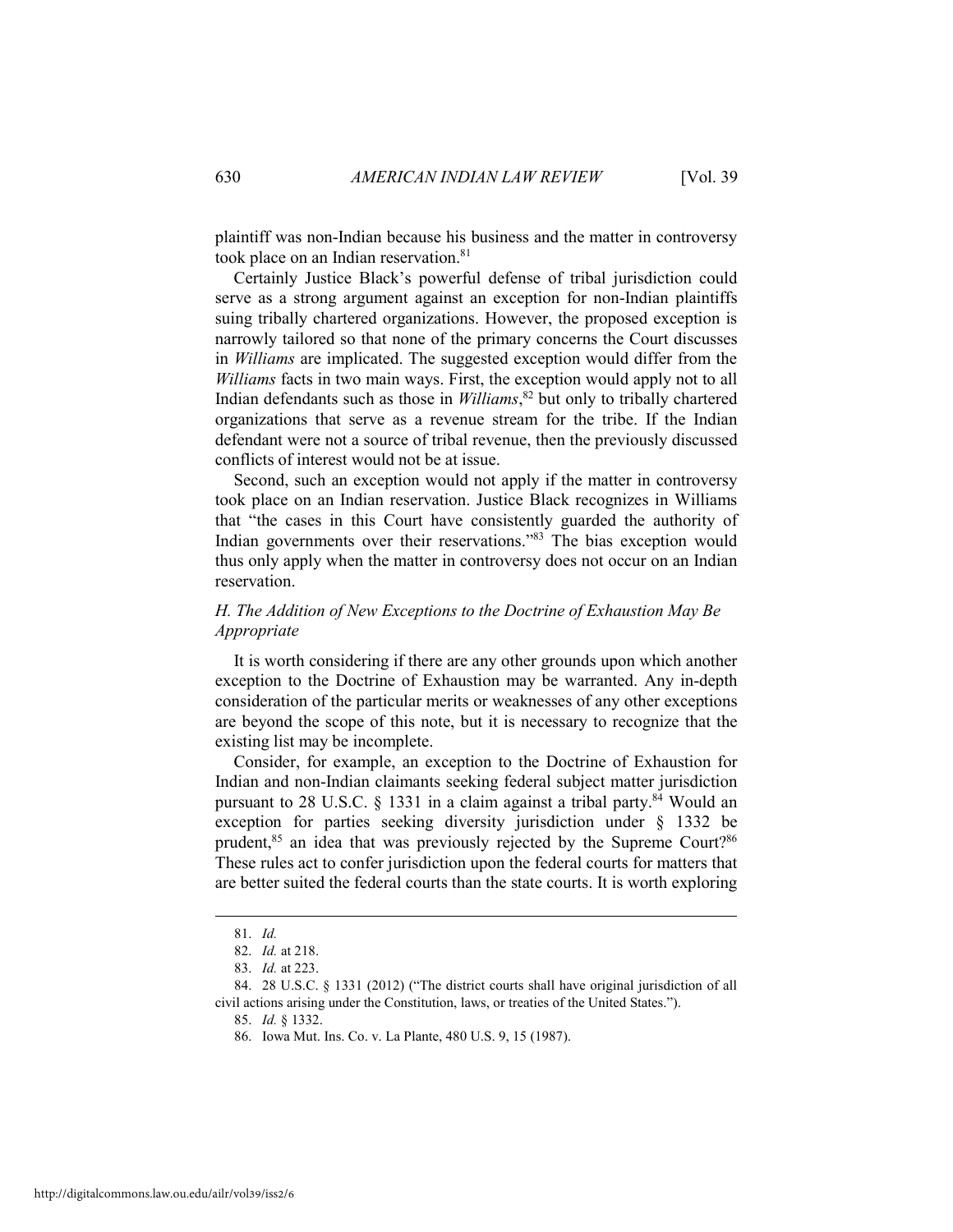plaintiff was non-Indian because his business and the matter in controversy took place on an Indian reservation.[81]

Certainly Justice Black's powerful defense of tribal jurisdiction could serve as a strong argument against an exception for non-Indian plaintiffs suing tribally chartered organizations. However, the proposed exception is narrowly tailored so that none of the primary concerns the Court discusses in *Williams* are implicated. The suggested exception would differ from the *Williams* facts in two main ways. First, the exception would apply not to all Indian defendants such as those in *Williams*,[82] but only to tribally chartered organizations that serve as a revenue stream for the tribe. If the Indian defendant were not a source of tribal revenue, then the previously discussed conflicts of interest would not be at issue.

Second, such an exception would not apply if the matter in controversy took place on an Indian reservation. Justice Black recognizes in Williams that "the cases in this Court have consistently guarded the authority of Indian governments over their reservations."[83] The bias exception would thus only apply when the matter in controversy does not occur on an Indian reservation.

### *H. The Addition of New Exceptions to the Doctrine of Exhaustion May Be Appropriate*

It is worth considering if there are any other grounds upon which another exception to the Doctrine of Exhaustion may be warranted. Any in-depth consideration of the particular merits or weaknesses of any other exceptions are beyond the scope of this note, but it is necessary to recognize that the existing list may be incomplete.

Consider, for example, an exception to the Doctrine of Exhaustion for Indian and non-Indian claimants seeking federal subject matter jurisdiction pursuant to 28 U.S.C. § 1331 in a claim against a tribal party.[84] Would an exception for parties seeking diversity jurisdiction under § 1332 be prudent,[85] an idea that was previously rejected by the Supreme Court?[86] These rules act to confer jurisdiction upon the federal courts for matters that are better suited the federal courts than the state courts. It is worth exploring

---

81. *Id.*

82. *Id.* at 218.

83. *Id.* at 223.

84. 28 U.S.C. § 1331 (2012) ("The district courts shall have original jurisdiction of all civil actions arising under the Constitution, laws, or treaties of the United States.").

85. *Id.* § 1332.

86. Iowa Mut. Ins. Co. v. La Plante, 480 U.S. 9, 15 (1987).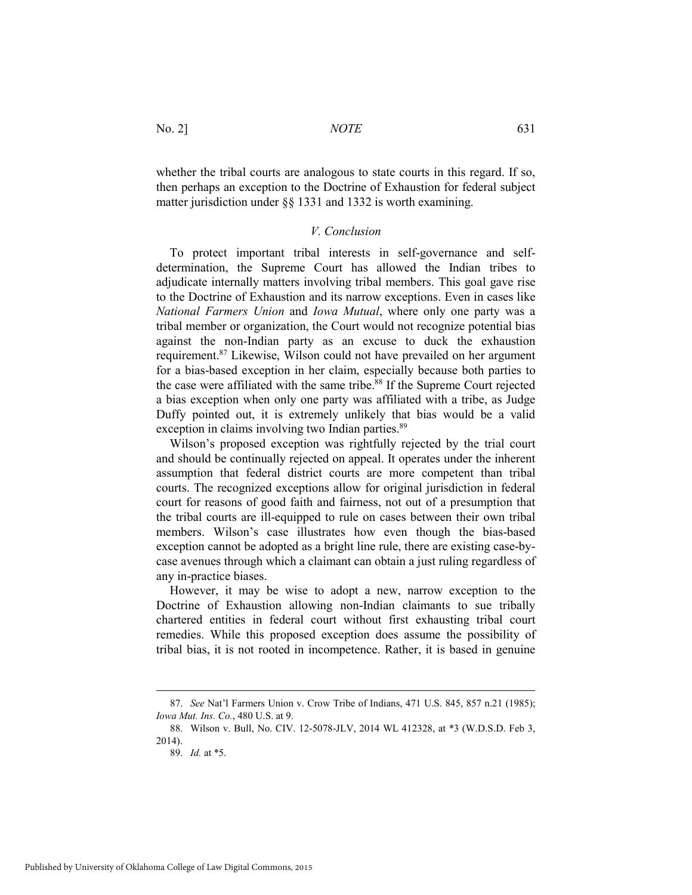whether the tribal courts are analogous to state courts in this regard. If so, then perhaps an exception to the Doctrine of Exhaustion for federal subject matter jurisdiction under §§ 1331 and 1332 is worth examining.

### *V. Conclusion*

To protect important tribal interests in self-governance and self-determination, the Supreme Court has allowed the Indian tribes to adjudicate internally matters involving tribal members. This goal gave rise to the Doctrine of Exhaustion and its narrow exceptions. Even in cases like *National Farmers Union* and *Iowa Mutual*, where only one party was a tribal member or organization, the Court would not recognize potential bias against the non-Indian party as an excuse to duck the exhaustion requirement.[87] Likewise, Wilson could not have prevailed on her argument for a bias-based exception in her claim, especially because both parties to the case were affiliated with the same tribe.[88] If the Supreme Court rejected a bias exception when only one party was affiliated with a tribe, as Judge Duffy pointed out, it is extremely unlikely that bias would be a valid exception in claims involving two Indian parties.[89]

Wilson's proposed exception was rightfully rejected by the trial court and should be continually rejected on appeal. It operates under the inherent assumption that federal district courts are more competent than tribal courts. The recognized exceptions allow for original jurisdiction in federal court for reasons of good faith and fairness, not out of a presumption that the tribal courts are ill-equipped to rule on cases between their own tribal members. Wilson's case illustrates how even though the bias-based exception cannot be adopted as a bright line rule, there are existing case-by-case avenues through which a claimant can obtain a just ruling regardless of any in-practice biases.

However, it may be wise to adopt a new, narrow exception to the Doctrine of Exhaustion allowing non-Indian claimants to sue tribally chartered entities in federal court without first exhausting tribal court remedies. While this proposed exception does assume the possibility of tribal bias, it is not rooted in incompetence. Rather, it is based in genuine

---

87. *See* Nat'l Farmers Union v. Crow Tribe of Indians, 471 U.S. 845, 857 n.21 (1985); *Iowa Mut. Ins. Co.*, 480 U.S. at 9.

88. Wilson v. Bull, No. CIV. 12-5078-JLV, 2014 WL 412328, at *3 (W.D.S.D. Feb 3, 2014).

89. *Id.* at *5.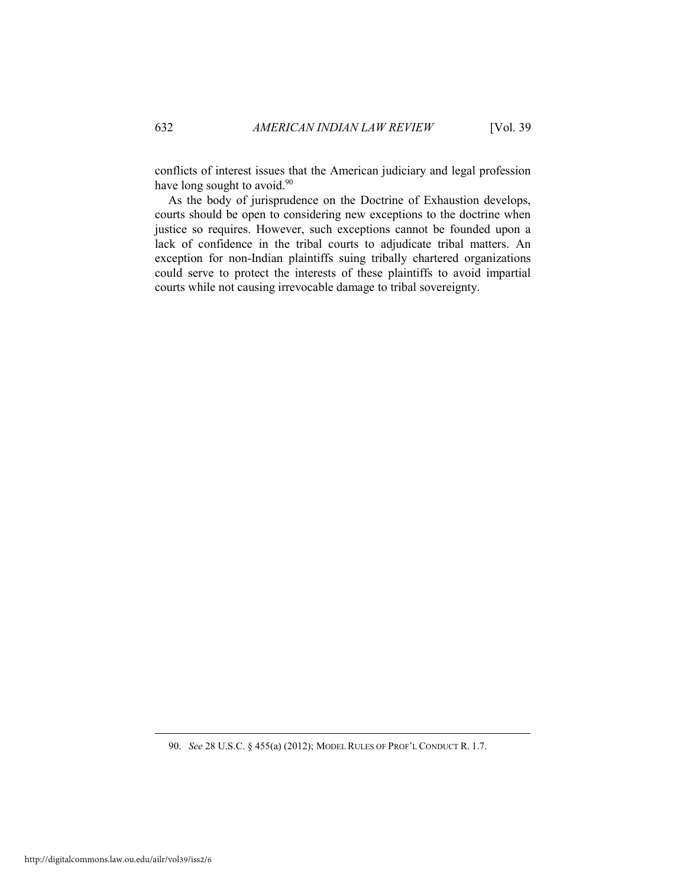conflicts of interest issues that the American judiciary and legal profession have long sought to avoid.[90]

As the body of jurisprudence on the Doctrine of Exhaustion develops, courts should be open to considering new exceptions to the doctrine when justice so requires. However, such exceptions cannot be founded upon a lack of confidence in the tribal courts to adjudicate tribal matters. An exception for non-Indian plaintiffs suing tribally chartered organizations could serve to protect the interests of these plaintiffs to avoid impartial courts while not causing irrevocable damage to tribal sovereignty.

---

90. *See* 28 U.S.C. § 455(a) (2012); MODEL RULES OF PROF'L CONDUCT R. 1.7.